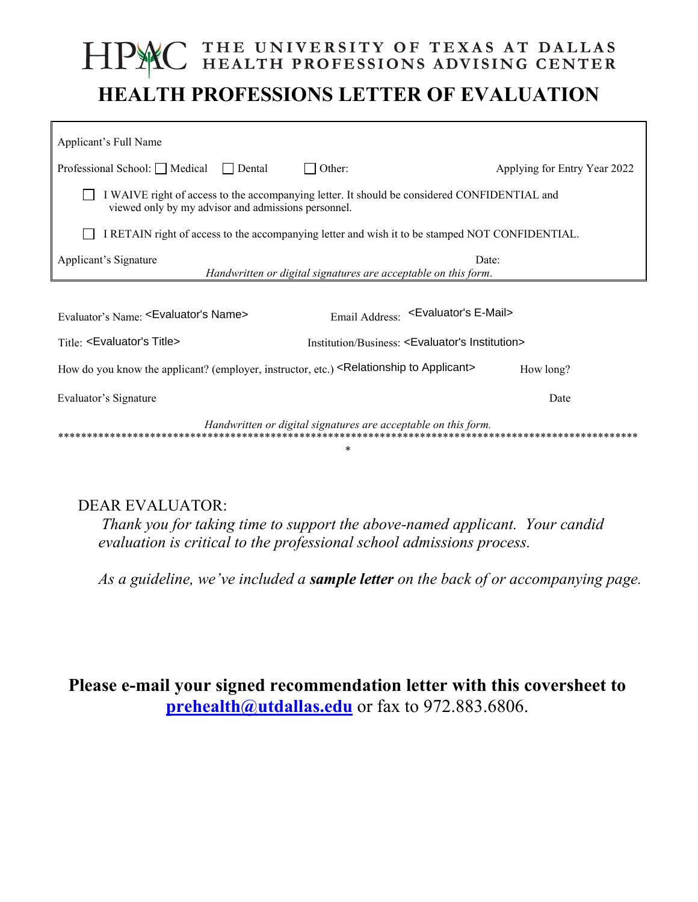HPAC THE UNIVERSITY OF TEXAS AT DALLAS HEALTH PROFESSIONS ADVISING CENTER

# HEALTH PROFESSIONS LETTER OF EVALUATION

Applicant's Full Name

Professional School: ☐ Medical ☐ Dental ☐ Other: Applying for Entry Year 2022

☐ I WAIVE right of access to the accompanying letter. It should be considered CONFIDENTIAL and viewed only by my advisor and admissions personnel.

☐ I RETAIN right of access to the accompanying letter and wish it to be stamped NOT CONFIDENTIAL.

Applicant's Signature Date:

*Handwritten or digital signatures are acceptable on this form.*

Evaluator's Name: <Evaluator's Name> Email Address: <Evaluator's E-Mail>

Title: <Evaluator's Title> Institution/Business: <Evaluator's Institution>

How do you know the applicant? (employer, instructor, etc.) <Relationship to Applicant> How long?

Evaluator's Signature Date

*Handwritten or digital signatures are acceptable on this form.*

*****************************************************************************************************

DEAR EVALUATOR:

*Thank you for taking time to support the above-named applicant. Your candid evaluation is critical to the professional school admissions process.*

*As a guideline, we've included a **sample letter** on the back of or accompanying page.*

**Please e-mail your signed recommendation letter with this coversheet to [prehealth@utdallas.edu](mailto:prehealth@utdallas.edu)** or fax to 972.883.6806.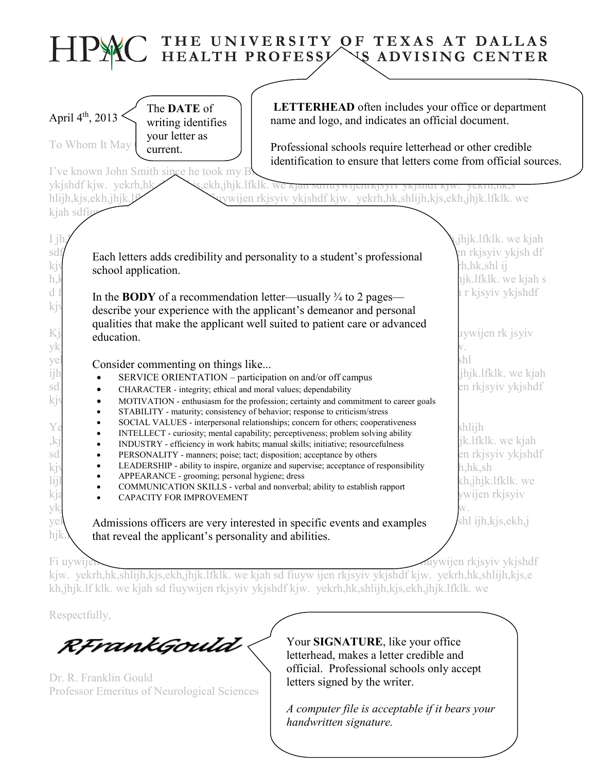# HPAC THE UNIVERSITY OF TEXAS AT DALLAS HEALTH PROFESSIONS ADVISING CENTER

**LETTERHEAD** often includes your office or department name and logo, and indicates an official document.

Professional schools require letterhead or other credible identification to ensure that letters come from official sources.

April 4th, 2013

The **DATE** of writing identifies your letter as current.

To Whom It May Concern:

I've known John Smith since he took my B... ykjshdf kjw. yekrh,hk,shlijh,kjs,ekh,jhjk.lfklk. we kjah sdfiuywijenrkjsyiv ykjshdf kjw. yekrh,hk,shlijh,kjs,ekh,jhjk.lfklk. we kjah sdfiuywijen rkjsyiv ykjshdf kjw. yekrh,hk,shlijh,kjs,ekh,jhjk.lfklk. we kjah sdfiu...

Each letters adds credibility and personality to a student's professional school application.

In the **BODY** of a recommendation letter—usually ¾ to 2 pages—describe your experience with the applicant's demeanor and personal qualities that make the applicant well suited to patient care or advanced education.

Consider commenting on things like...

- SERVICE ORIENTATION – participation on and/or off campus
- CHARACTER - integrity; ethical and moral values; dependability
- MOTIVATION - enthusiasm for the profession; certainty and commitment to career goals
- STABILITY - maturity; consistency of behavior; response to criticism/stress
- SOCIAL VALUES - interpersonal relationships; concern for others; cooperativeness
- INTELLECT - curiosity; mental capability; perceptiveness; problem solving ability
- INDUSTRY - efficiency in work habits; manual skills; initiative; resourcefulness
- PERSONALITY - manners; poise; tact; disposition; acceptance by others
- LEADERSHIP - ability to inspire, organize and supervise; acceptance of responsibility
- APPEARANCE - grooming; personal hygiene; dress
- COMMUNICATION SKILLS - verbal and nonverbal; ability to establish rapport
- CAPACITY FOR IMPROVEMENT

Admissions officers are very interested in specific events and examples that reveal the applicant's personality and abilities.

Fi uywijen ... fiuywijen rkjsyiv ykjshdf kjw. yekrh,hk,shlijh,kjs,ekh,jhjk.lfklk. we kjah sd fiuyw ijen rkjsyiv ykjshdf kjw. yekrh,hk,shlijh,kjs,e kh,jhjk.lf klk. we kjah sd fiuywijen rkjsyiv ykjshdf kjw. yekrh,hk,shlijh,kjs,ekh,jhjk.lfklk. we

Respectfully,

RFrankGould

Dr. R. Franklin Gould
Professor Emeritus of Neurological Sciences

Your **SIGNATURE**, like your office letterhead, makes a letter credible and official. Professional schools only accept letters signed by the writer.

*A computer file is acceptable if it bears your handwritten signature.*